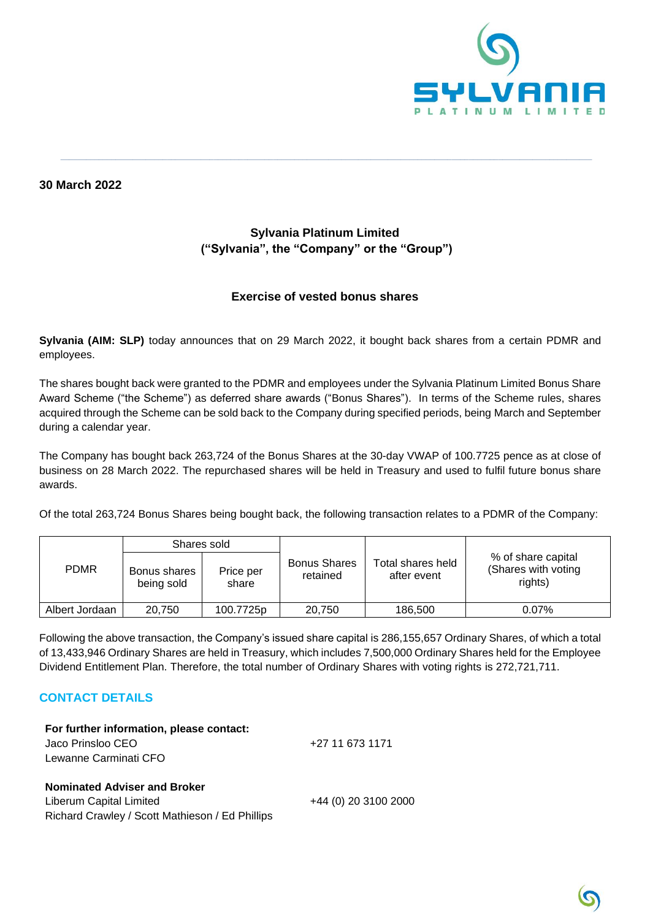**30 March 2022**

## Sylvania Platinum Limited
## ("Sylvania", the "Company" or the "Group")

### Exercise of vested bonus shares

**Sylvania (AIM: SLP)** today announces that on 29 March 2022, it bought back shares from a certain PDMR and employees.

The shares bought back were granted to the PDMR and employees under the Sylvania Platinum Limited Bonus Share Award Scheme ("the Scheme") as deferred share awards ("Bonus Shares"). In terms of the Scheme rules, shares acquired through the Scheme can be sold back to the Company during specified periods, being March and September during a calendar year.

The Company has bought back 263,724 of the Bonus Shares at the 30-day VWAP of 100.7725 pence as at close of business on 28 March 2022. The repurchased shares will be held in Treasury and used to fulfil future bonus share awards.

Of the total 263,724 Bonus Shares being bought back, the following transaction relates to a PDMR of the Company:

| PDMR | Shares sold | | Bonus Shares retained | Total shares held after event | % of share capital (Shares with voting rights) |
|---|---|---|---|---|---|
| | Bonus shares being sold | Price per share | | | |
| Albert Jordaan | 20,750 | 100.7725p | 20,750 | 186,500 | 0.07% |

Following the above transaction, the Company's issued share capital is 286,155,657 Ordinary Shares, of which a total of 13,433,946 Ordinary Shares are held in Treasury, which includes 7,500,000 Ordinary Shares held for the Employee Dividend Entitlement Plan. Therefore, the total number of Ordinary Shares with voting rights is 272,721,711.

## CONTACT DETAILS

**For further information, please contact:**
Jaco Prinsloo CEO — +27 11 673 1171
Lewanne Carminati CFO

**Nominated Adviser and Broker**
Liberum Capital Limited — +44 (0) 20 3100 2000
Richard Crawley / Scott Mathieson / Ed Phillips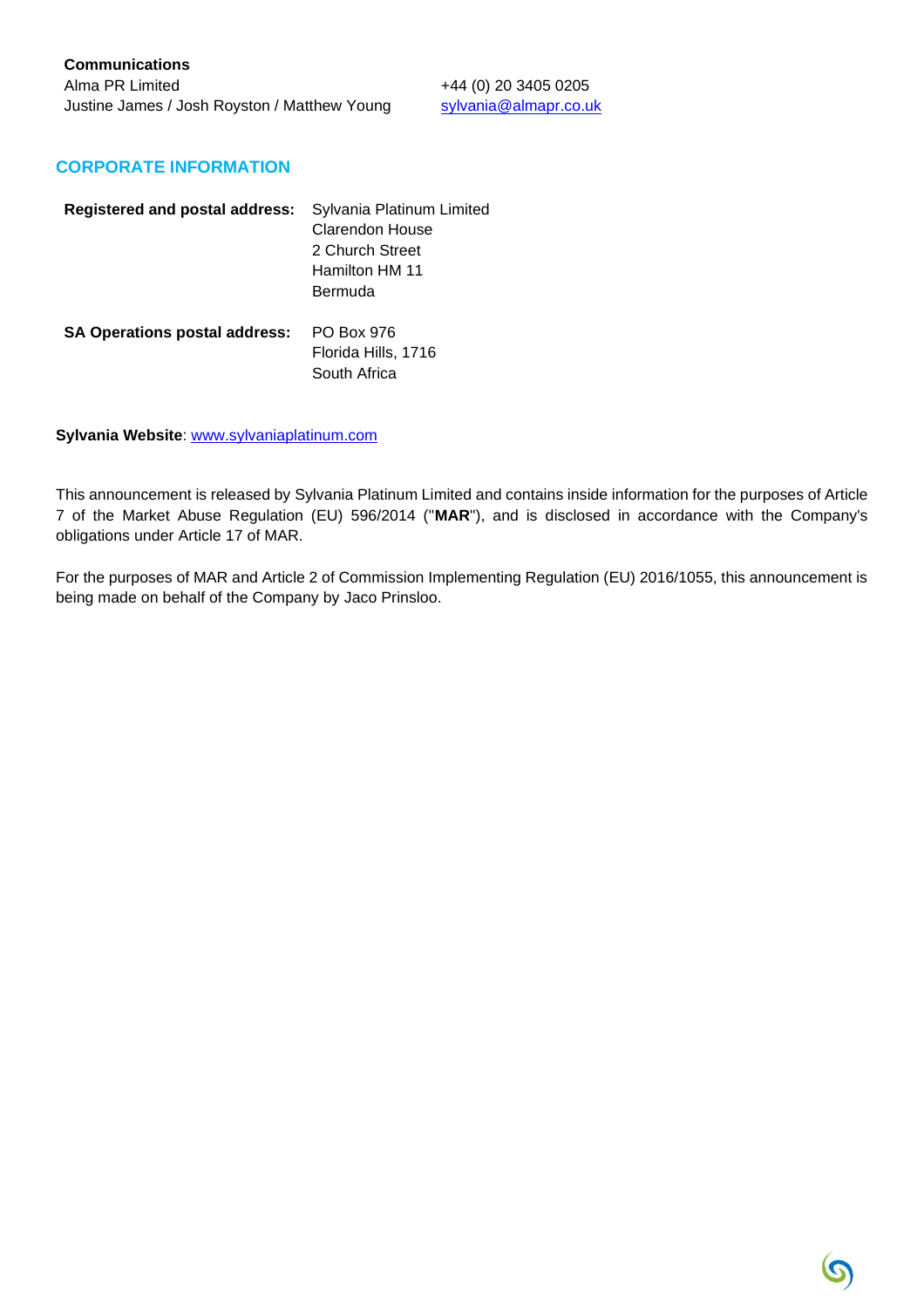**Communications**

| | |
|---|---|
| Alma PR Limited | +44 (0) 20 3405 0205 |
| Justine James / Josh Royston / Matthew Young | sylvania@almapr.co.uk |

## CORPORATE INFORMATION

**Registered and postal address:** Sylvania Platinum Limited
Clarendon House
2 Church Street
Hamilton HM 11
Bermuda

**SA Operations postal address:** PO Box 976
Florida Hills, 1716
South Africa

**Sylvania Website**: www.sylvaniaplatinum.com

This announcement is released by Sylvania Platinum Limited and contains inside information for the purposes of Article 7 of the Market Abuse Regulation (EU) 596/2014 ("**MAR**"), and is disclosed in accordance with the Company's obligations under Article 17 of MAR.

For the purposes of MAR and Article 2 of Commission Implementing Regulation (EU) 2016/1055, this announcement is being made on behalf of the Company by Jaco Prinsloo.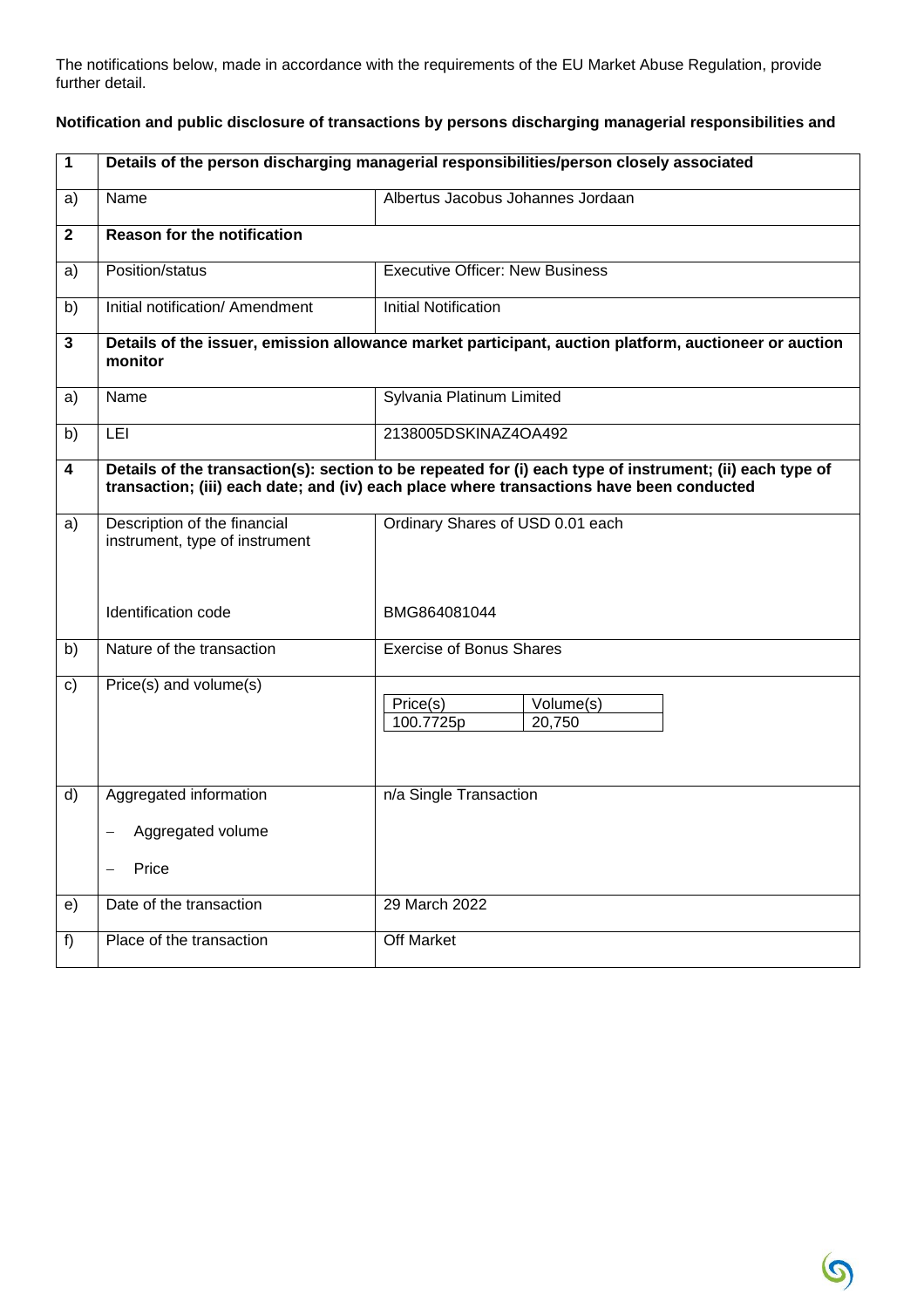The notifications below, made in accordance with the requirements of the EU Market Abuse Regulation, provide further detail.

**Notification and public disclosure of transactions by persons discharging managerial responsibilities and**

| | | |
|---|---|---|
| **1** | **Details of the person discharging managerial responsibilities/person closely associated** | |
| a) | Name | Albertus Jacobus Johannes Jordaan |
| **2** | **Reason for the notification** | |
| a) | Position/status | Executive Officer: New Business |
| b) | Initial notification/ Amendment | Initial Notification |
| **3** | **Details of the issuer, emission allowance market participant, auction platform, auctioneer or auction monitor** | |
| a) | Name | Sylvania Platinum Limited |
| b) | LEI | 2138005DSKINAZ4OA492 |
| **4** | **Details of the transaction(s): section to be repeated for (i) each type of instrument; (ii) each type of transaction; (iii) each date; and (iv) each place where transactions have been conducted** | |
| a) | Description of the financial instrument, type of instrument<br><br>Identification code | Ordinary Shares of USD 0.01 each<br><br>BMG864081044 |
| b) | Nature of the transaction | Exercise of Bonus Shares |
| c) | Price(s) and volume(s) | Price(s): 100.7725p<br>Volume(s): 20,750 |
| d) | Aggregated information<br>– Aggregated volume<br>– Price | n/a Single Transaction |
| e) | Date of the transaction | 29 March 2022 |
| f) | Place of the transaction | Off Market |